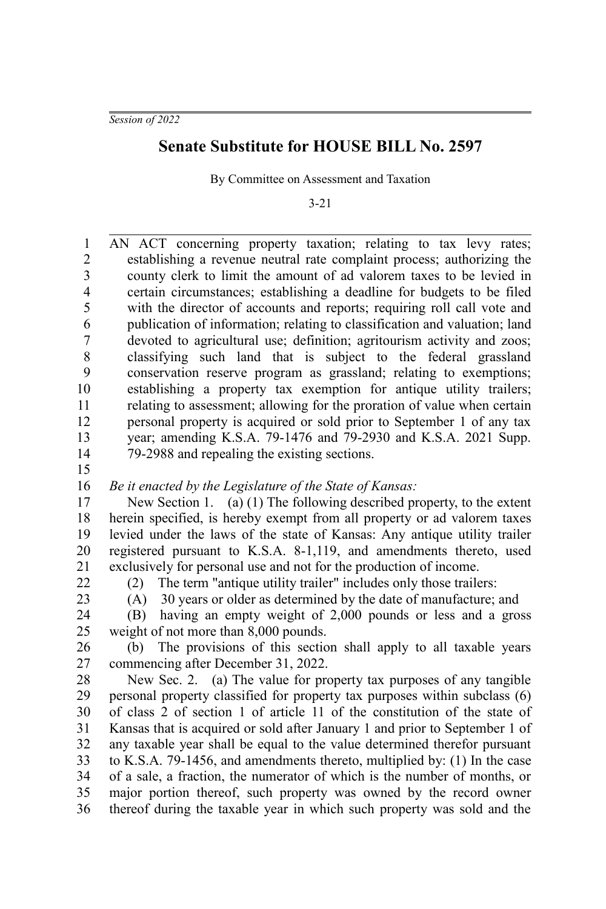*Session of 2022*

# Senate Substitute for HOUSE BILL No. 2597

By Committee on Assessment and Taxation

3-21

AN ACT concerning property taxation; relating to tax levy rates; establishing a revenue neutral rate complaint process; authorizing the county clerk to limit the amount of ad valorem taxes to be levied in certain circumstances; establishing a deadline for budgets to be filed with the director of accounts and reports; requiring roll call vote and publication of information; relating to classification and valuation; land devoted to agricultural use; definition; agritourism activity and zoos; classifying such land that is subject to the federal grassland conservation reserve program as grassland; relating to exemptions; establishing a property tax exemption for antique utility trailers; relating to assessment; allowing for the proration of value when certain personal property is acquired or sold prior to September 1 of any tax year; amending K.S.A. 79-1476 and 79-2930 and K.S.A. 2021 Supp. 79-2988 and repealing the existing sections.

*Be it enacted by the Legislature of the State of Kansas:*

New Section 1. (a) (1) The following described property, to the extent herein specified, is hereby exempt from all property or ad valorem taxes levied under the laws of the state of Kansas: Any antique utility trailer registered pursuant to K.S.A. 8-1,119, and amendments thereto, used exclusively for personal use and not for the production of income.

(2) The term "antique utility trailer" includes only those trailers:

(A) 30 years or older as determined by the date of manufacture; and

(B) having an empty weight of 2,000 pounds or less and a gross weight of not more than 8,000 pounds.

(b) The provisions of this section shall apply to all taxable years commencing after December 31, 2022.

New Sec. 2. (a) The value for property tax purposes of any tangible personal property classified for property tax purposes within subclass (6) of class 2 of section 1 of article 11 of the constitution of the state of Kansas that is acquired or sold after January 1 and prior to September 1 of any taxable year shall be equal to the value determined therefor pursuant to K.S.A. 79-1456, and amendments thereto, multiplied by: (1) In the case of a sale, a fraction, the numerator of which is the number of months, or major portion thereof, such property was owned by the record owner thereof during the taxable year in which such property was sold and the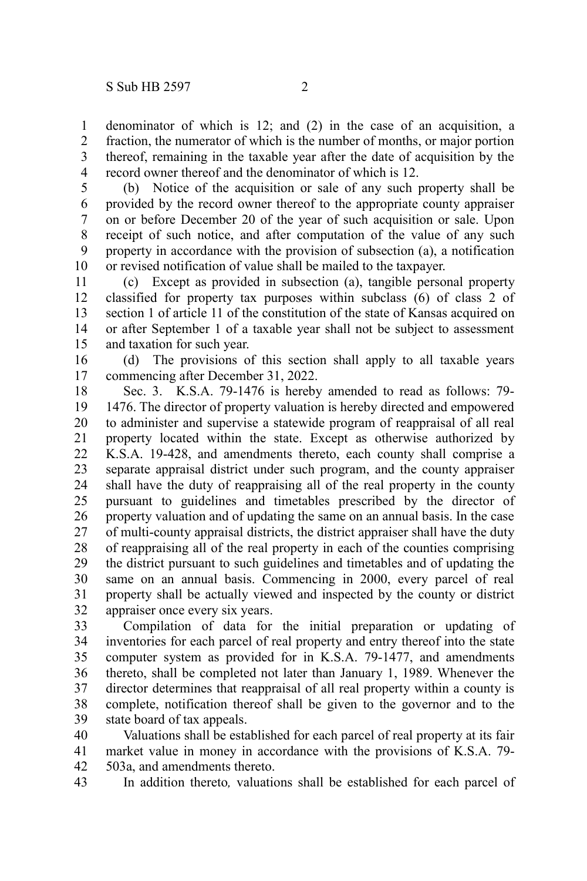denominator of which is 12; and (2) in the case of an acquisition, a fraction, the numerator of which is the number of months, or major portion thereof, remaining in the taxable year after the date of acquisition by the record owner thereof and the denominator of which is 12.

(b) Notice of the acquisition or sale of any such property shall be provided by the record owner thereof to the appropriate county appraiser on or before December 20 of the year of such acquisition or sale. Upon receipt of such notice, and after computation of the value of any such property in accordance with the provision of subsection (a), a notification or revised notification of value shall be mailed to the taxpayer.

(c) Except as provided in subsection (a), tangible personal property classified for property tax purposes within subclass (6) of class 2 of section 1 of article 11 of the constitution of the state of Kansas acquired on or after September 1 of a taxable year shall not be subject to assessment and taxation for such year.

(d) The provisions of this section shall apply to all taxable years commencing after December 31, 2022.

Sec. 3. K.S.A. 79-1476 is hereby amended to read as follows: 79-1476. The director of property valuation is hereby directed and empowered to administer and supervise a statewide program of reappraisal of all real property located within the state. Except as otherwise authorized by K.S.A. 19-428, and amendments thereto, each county shall comprise a separate appraisal district under such program, and the county appraiser shall have the duty of reappraising all of the real property in the county pursuant to guidelines and timetables prescribed by the director of property valuation and of updating the same on an annual basis. In the case of multi-county appraisal districts, the district appraiser shall have the duty of reappraising all of the real property in each of the counties comprising the district pursuant to such guidelines and timetables and of updating the same on an annual basis. Commencing in 2000, every parcel of real property shall be actually viewed and inspected by the county or district appraiser once every six years.

Compilation of data for the initial preparation or updating of inventories for each parcel of real property and entry thereof into the state computer system as provided for in K.S.A. 79-1477, and amendments thereto, shall be completed not later than January 1, 1989. Whenever the director determines that reappraisal of all real property within a county is complete, notification thereof shall be given to the governor and to the state board of tax appeals.

Valuations shall be established for each parcel of real property at its fair market value in money in accordance with the provisions of K.S.A. 79-503a, and amendments thereto.

In addition thereto*,* valuations shall be established for each parcel of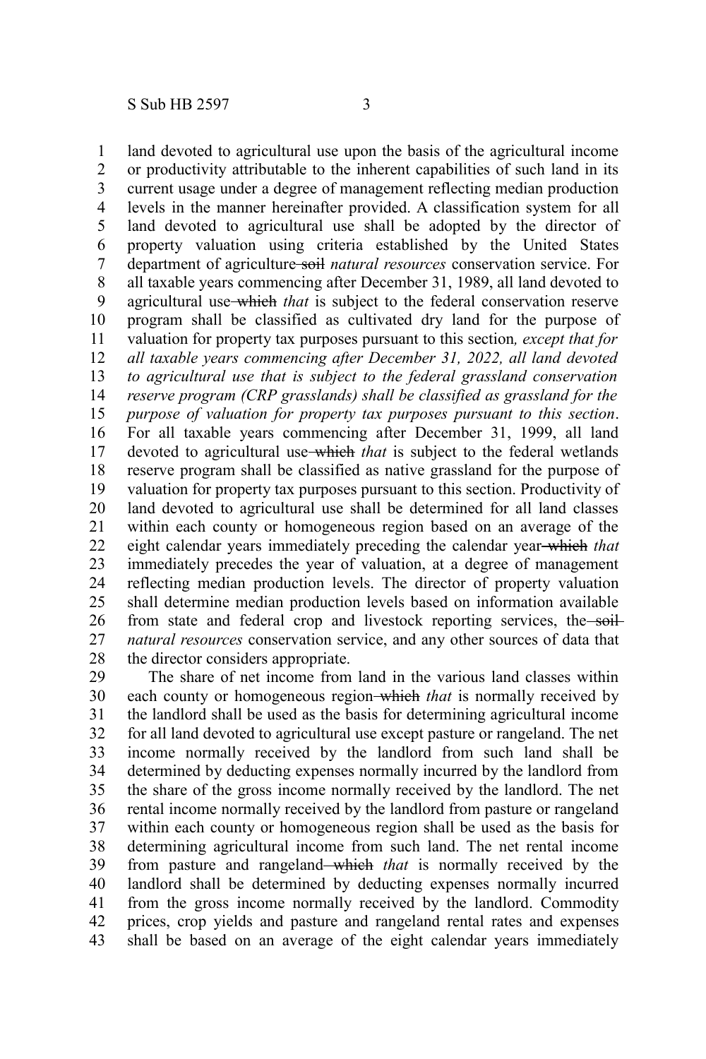land devoted to agricultural use upon the basis of the agricultural income or productivity attributable to the inherent capabilities of such land in its current usage under a degree of management reflecting median production levels in the manner hereinafter provided. A classification system for all land devoted to agricultural use shall be adopted by the director of property valuation using criteria established by the United States department of agriculture ~~soil~~ *natural resources* conservation service. For all taxable years commencing after December 31, 1989, all land devoted to agricultural use ~~which~~ *that* is subject to the federal conservation reserve program shall be classified as cultivated dry land for the purpose of valuation for property tax purposes pursuant to this section*, except that for all taxable years commencing after December 31, 2022, all land devoted to agricultural use that is subject to the federal grassland conservation reserve program (CRP grasslands) shall be classified as grassland for the purpose of valuation for property tax purposes pursuant to this section*. For all taxable years commencing after December 31, 1999, all land devoted to agricultural use ~~which~~ *that* is subject to the federal wetlands reserve program shall be classified as native grassland for the purpose of valuation for property tax purposes pursuant to this section. Productivity of land devoted to agricultural use shall be determined for all land classes within each county or homogeneous region based on an average of the eight calendar years immediately preceding the calendar year ~~which~~ *that* immediately precedes the year of valuation, at a degree of management reflecting median production levels. The director of property valuation shall determine median production levels based on information available from state and federal crop and livestock reporting services, the ~~soil~~ *natural resources* conservation service, and any other sources of data that the director considers appropriate.

The share of net income from land in the various land classes within each county or homogeneous region ~~which~~ *that* is normally received by the landlord shall be used as the basis for determining agricultural income for all land devoted to agricultural use except pasture or rangeland. The net income normally received by the landlord from such land shall be determined by deducting expenses normally incurred by the landlord from the share of the gross income normally received by the landlord. The net rental income normally received by the landlord from pasture or rangeland within each county or homogeneous region shall be used as the basis for determining agricultural income from such land. The net rental income from pasture and rangeland ~~which~~ *that* is normally received by the landlord shall be determined by deducting expenses normally incurred from the gross income normally received by the landlord. Commodity prices, crop yields and pasture and rangeland rental rates and expenses shall be based on an average of the eight calendar years immediately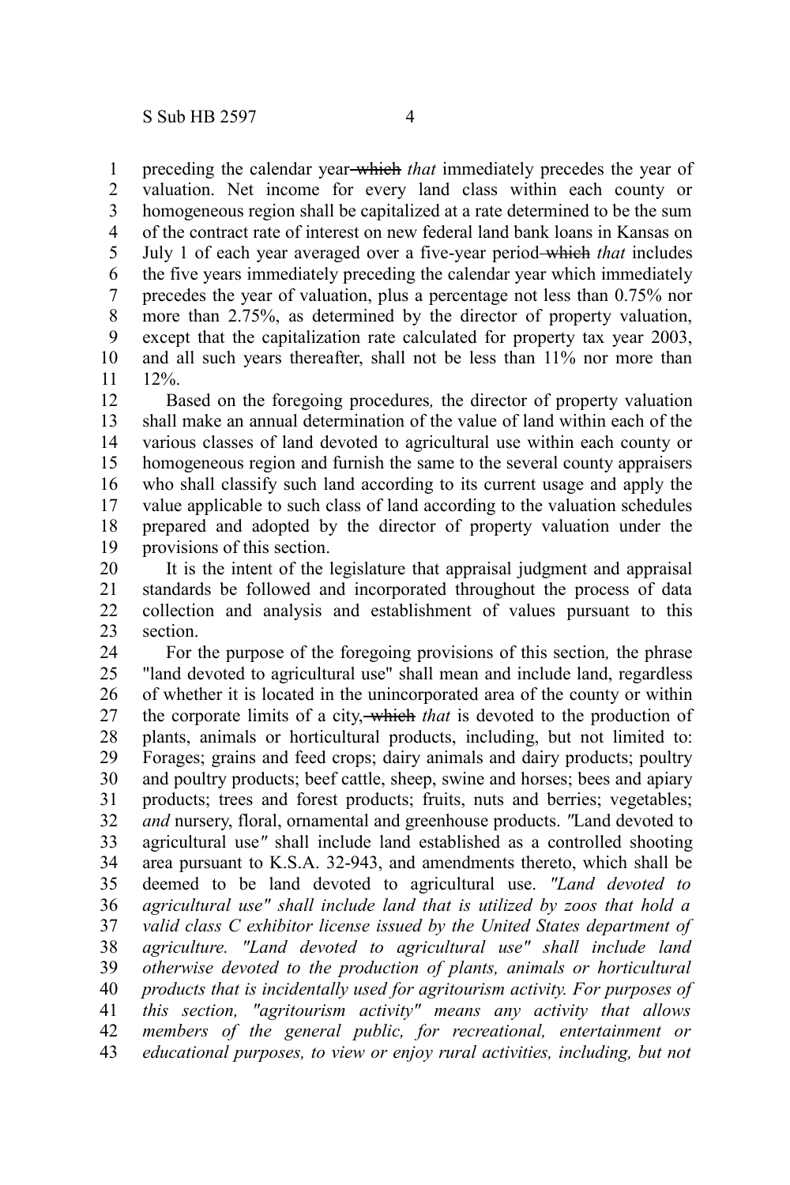preceding the calendar year ~~which~~ *that* immediately precedes the year of valuation. Net income for every land class within each county or homogeneous region shall be capitalized at a rate determined to be the sum of the contract rate of interest on new federal land bank loans in Kansas on July 1 of each year averaged over a five-year period ~~which~~ *that* includes the five years immediately preceding the calendar year which immediately precedes the year of valuation, plus a percentage not less than 0.75% nor more than 2.75%, as determined by the director of property valuation, except that the capitalization rate calculated for property tax year 2003, and all such years thereafter, shall not be less than 11% nor more than 12%.

Based on the foregoing procedures*,* the director of property valuation shall make an annual determination of the value of land within each of the various classes of land devoted to agricultural use within each county or homogeneous region and furnish the same to the several county appraisers who shall classify such land according to its current usage and apply the value applicable to such class of land according to the valuation schedules prepared and adopted by the director of property valuation under the provisions of this section.

It is the intent of the legislature that appraisal judgment and appraisal standards be followed and incorporated throughout the process of data collection and analysis and establishment of values pursuant to this section.

For the purpose of the foregoing provisions of this section*,* the phrase "land devoted to agricultural use" shall mean and include land, regardless of whether it is located in the unincorporated area of the county or within the corporate limits of a city, ~~which~~ *that* is devoted to the production of plants, animals or horticultural products, including, but not limited to: Forages; grains and feed crops; dairy animals and dairy products; poultry and poultry products; beef cattle, sheep, swine and horses; bees and apiary products; trees and forest products; fruits, nuts and berries; vegetables; *and* nursery, floral, ornamental and greenhouse products. *"*Land devoted to agricultural use*"* shall include land established as a controlled shooting area pursuant to K.S.A. 32-943, and amendments thereto, which shall be deemed to be land devoted to agricultural use. *"Land devoted to agricultural use" shall include land that is utilized by zoos that hold a valid class C exhibitor license issued by the United States department of agriculture. "Land devoted to agricultural use" shall include land otherwise devoted to the production of plants, animals or horticultural products that is incidentally used for agritourism activity. For purposes of this section, "agritourism activity" means any activity that allows members of the general public, for recreational, entertainment or educational purposes, to view or enjoy rural activities, including, but not*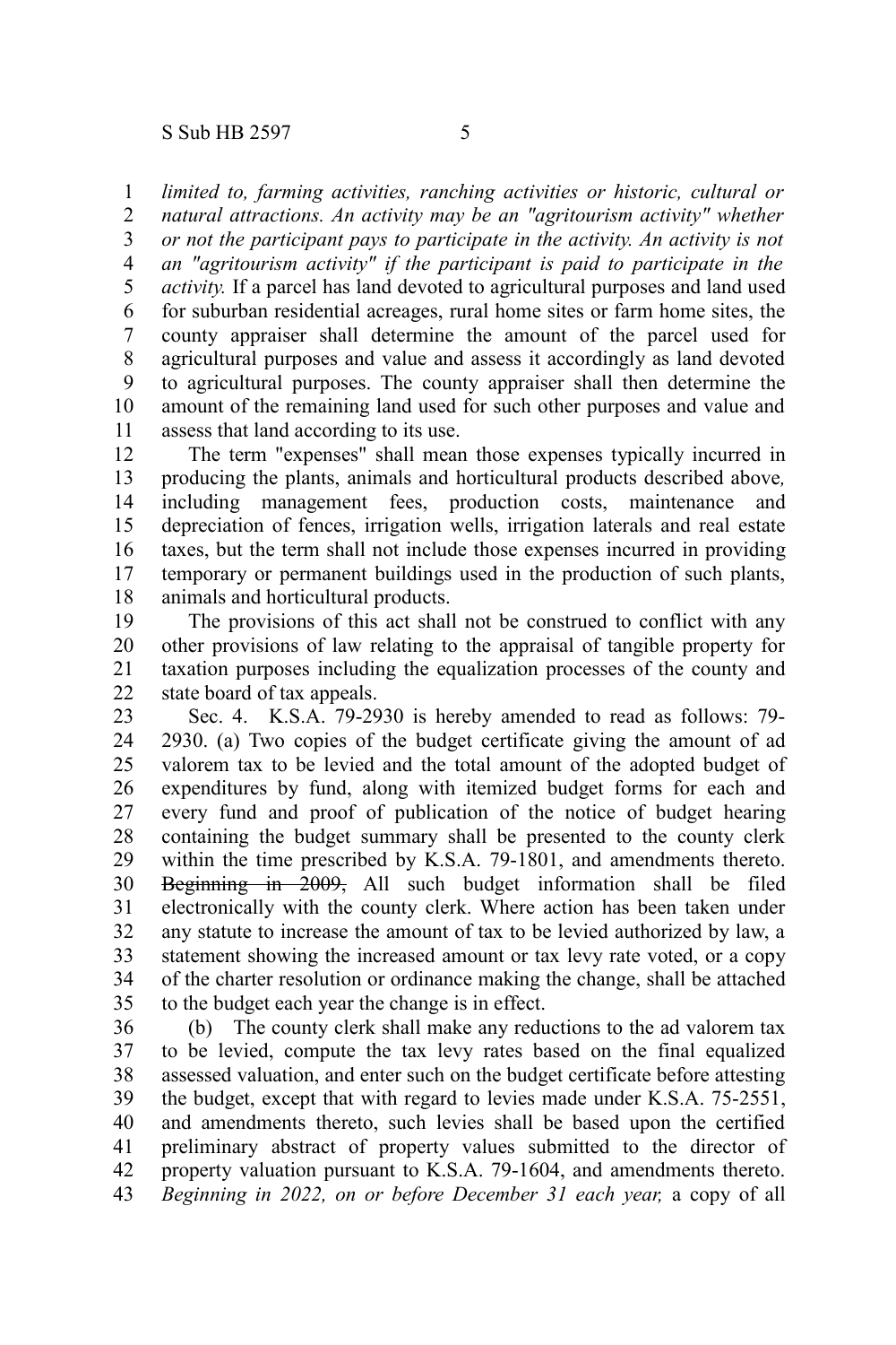*limited to, farming activities, ranching activities or historic, cultural or natural attractions. An activity may be an "agritourism activity" whether or not the participant pays to participate in the activity. An activity is not an "agritourism activity" if the participant is paid to participate in the activity.* If a parcel has land devoted to agricultural purposes and land used for suburban residential acreages, rural home sites or farm home sites, the county appraiser shall determine the amount of the parcel used for agricultural purposes and value and assess it accordingly as land devoted to agricultural purposes. The county appraiser shall then determine the amount of the remaining land used for such other purposes and value and assess that land according to its use.

The term "expenses" shall mean those expenses typically incurred in producing the plants, animals and horticultural products described above, including management fees, production costs, maintenance and depreciation of fences, irrigation wells, irrigation laterals and real estate taxes, but the term shall not include those expenses incurred in providing temporary or permanent buildings used in the production of such plants, animals and horticultural products.

The provisions of this act shall not be construed to conflict with any other provisions of law relating to the appraisal of tangible property for taxation purposes including the equalization processes of the county and state board of tax appeals.

Sec. 4. K.S.A. 79-2930 is hereby amended to read as follows: 79-2930. (a) Two copies of the budget certificate giving the amount of ad valorem tax to be levied and the total amount of the adopted budget of expenditures by fund, along with itemized budget forms for each and every fund and proof of publication of the notice of budget hearing containing the budget summary shall be presented to the county clerk within the time prescribed by K.S.A. 79-1801, and amendments thereto. ~~Beginning in 2009,~~ All such budget information shall be filed electronically with the county clerk. Where action has been taken under any statute to increase the amount of tax to be levied authorized by law, a statement showing the increased amount or tax levy rate voted, or a copy of the charter resolution or ordinance making the change, shall be attached to the budget each year the change is in effect.

(b) The county clerk shall make any reductions to the ad valorem tax to be levied, compute the tax levy rates based on the final equalized assessed valuation, and enter such on the budget certificate before attesting the budget, except that with regard to levies made under K.S.A. 75-2551, and amendments thereto, such levies shall be based upon the certified preliminary abstract of property values submitted to the director of property valuation pursuant to K.S.A. 79-1604, and amendments thereto. *Beginning in 2022, on or before December 31 each year,* a copy of all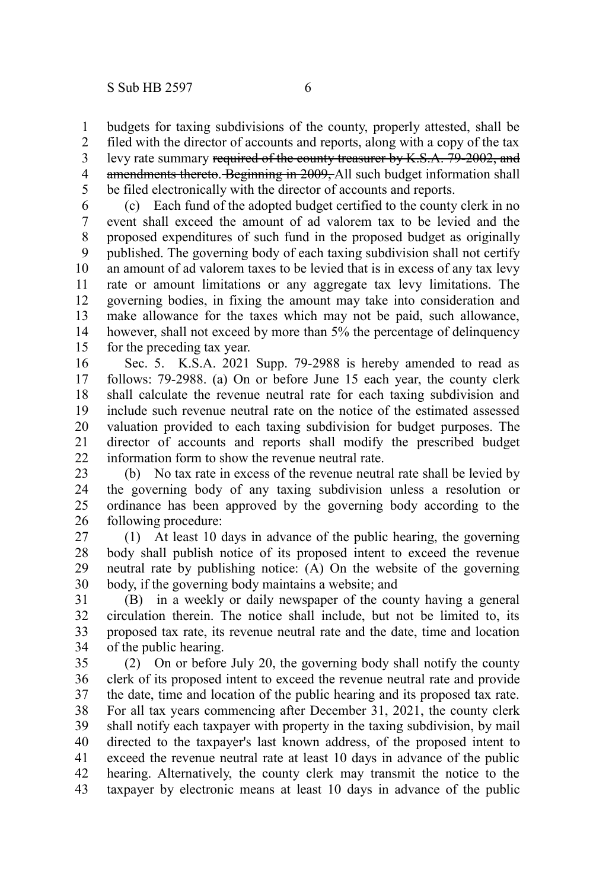budgets for taxing subdivisions of the county, properly attested, shall be filed with the director of accounts and reports, along with a copy of the tax levy rate summary ~~required of the county treasurer by K.S.A. 79-2002, and amendments thereto. Beginning in 2009,~~ All such budget information shall be filed electronically with the director of accounts and reports.

(c) Each fund of the adopted budget certified to the county clerk in no event shall exceed the amount of ad valorem tax to be levied and the proposed expenditures of such fund in the proposed budget as originally published. The governing body of each taxing subdivision shall not certify an amount of ad valorem taxes to be levied that is in excess of any tax levy rate or amount limitations or any aggregate tax levy limitations. The governing bodies, in fixing the amount may take into consideration and make allowance for the taxes which may not be paid, such allowance, however, shall not exceed by more than 5% the percentage of delinquency for the preceding tax year.

Sec. 5. K.S.A. 2021 Supp. 79-2988 is hereby amended to read as follows: 79-2988. (a) On or before June 15 each year, the county clerk shall calculate the revenue neutral rate for each taxing subdivision and include such revenue neutral rate on the notice of the estimated assessed valuation provided to each taxing subdivision for budget purposes. The director of accounts and reports shall modify the prescribed budget information form to show the revenue neutral rate.

(b) No tax rate in excess of the revenue neutral rate shall be levied by the governing body of any taxing subdivision unless a resolution or ordinance has been approved by the governing body according to the following procedure:

(1) At least 10 days in advance of the public hearing, the governing body shall publish notice of its proposed intent to exceed the revenue neutral rate by publishing notice: (A) On the website of the governing body, if the governing body maintains a website; and

(B) in a weekly or daily newspaper of the county having a general circulation therein. The notice shall include, but not be limited to, its proposed tax rate, its revenue neutral rate and the date, time and location of the public hearing.

(2) On or before July 20, the governing body shall notify the county clerk of its proposed intent to exceed the revenue neutral rate and provide the date, time and location of the public hearing and its proposed tax rate. For all tax years commencing after December 31, 2021, the county clerk shall notify each taxpayer with property in the taxing subdivision, by mail directed to the taxpayer's last known address, of the proposed intent to exceed the revenue neutral rate at least 10 days in advance of the public hearing. Alternatively, the county clerk may transmit the notice to the taxpayer by electronic means at least 10 days in advance of the public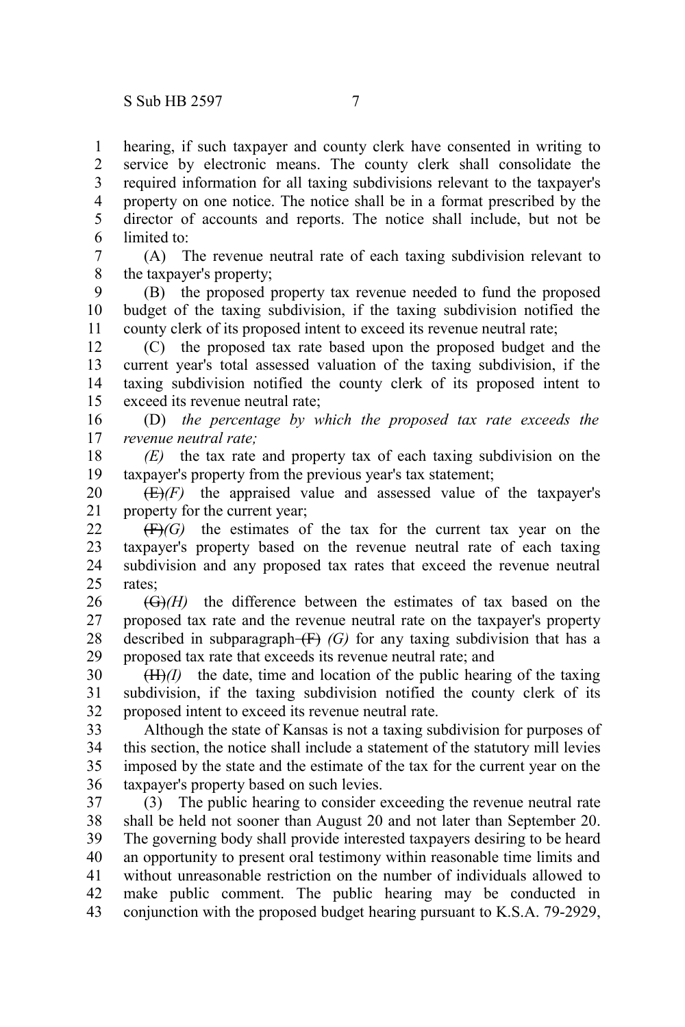hearing, if such taxpayer and county clerk have consented in writing to service by electronic means. The county clerk shall consolidate the required information for all taxing subdivisions relevant to the taxpayer's property on one notice. The notice shall be in a format prescribed by the director of accounts and reports. The notice shall include, but not be limited to:

(A) The revenue neutral rate of each taxing subdivision relevant to the taxpayer's property;

(B) the proposed property tax revenue needed to fund the proposed budget of the taxing subdivision, if the taxing subdivision notified the county clerk of its proposed intent to exceed its revenue neutral rate;

(C) the proposed tax rate based upon the proposed budget and the current year's total assessed valuation of the taxing subdivision, if the taxing subdivision notified the county clerk of its proposed intent to exceed its revenue neutral rate;

(D) *the percentage by which the proposed tax rate exceeds the revenue neutral rate;*

*(E)* the tax rate and property tax of each taxing subdivision on the taxpayer's property from the previous year's tax statement;

~~(E)~~*(F)* the appraised value and assessed value of the taxpayer's property for the current year;

~~(F)~~*(G)* the estimates of the tax for the current tax year on the taxpayer's property based on the revenue neutral rate of each taxing subdivision and any proposed tax rates that exceed the revenue neutral rates;

~~(G)~~*(H)* the difference between the estimates of tax based on the proposed tax rate and the revenue neutral rate on the taxpayer's property described in subparagraph ~~(F)~~ *(G)* for any taxing subdivision that has a proposed tax rate that exceeds its revenue neutral rate; and

~~(H)~~*(I)* the date, time and location of the public hearing of the taxing subdivision, if the taxing subdivision notified the county clerk of its proposed intent to exceed its revenue neutral rate.

Although the state of Kansas is not a taxing subdivision for purposes of this section, the notice shall include a statement of the statutory mill levies imposed by the state and the estimate of the tax for the current year on the taxpayer's property based on such levies.

(3) The public hearing to consider exceeding the revenue neutral rate shall be held not sooner than August 20 and not later than September 20. The governing body shall provide interested taxpayers desiring to be heard an opportunity to present oral testimony within reasonable time limits and without unreasonable restriction on the number of individuals allowed to make public comment. The public hearing may be conducted in conjunction with the proposed budget hearing pursuant to K.S.A. 79-2929,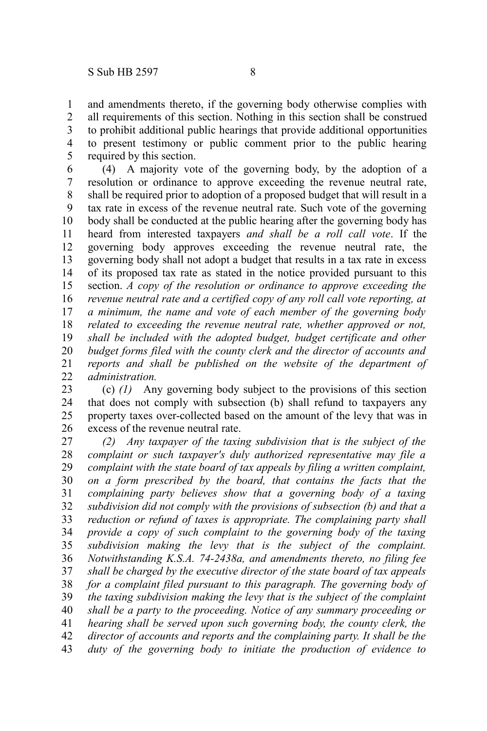and amendments thereto, if the governing body otherwise complies with all requirements of this section. Nothing in this section shall be construed to prohibit additional public hearings that provide additional opportunities to present testimony or public comment prior to the public hearing required by this section.

(4) A majority vote of the governing body, by the adoption of a resolution or ordinance to approve exceeding the revenue neutral rate, shall be required prior to adoption of a proposed budget that will result in a tax rate in excess of the revenue neutral rate. Such vote of the governing body shall be conducted at the public hearing after the governing body has heard from interested taxpayers *and shall be a roll call vote*. If the governing body approves exceeding the revenue neutral rate, the governing body shall not adopt a budget that results in a tax rate in excess of its proposed tax rate as stated in the notice provided pursuant to this section. *A copy of the resolution or ordinance to approve exceeding the revenue neutral rate and a certified copy of any roll call vote reporting, at a minimum, the name and vote of each member of the governing body related to exceeding the revenue neutral rate, whether approved or not, shall be included with the adopted budget, budget certificate and other budget forms filed with the county clerk and the director of accounts and reports and shall be published on the website of the department of administration.*

(c) *(1)* Any governing body subject to the provisions of this section that does not comply with subsection (b) shall refund to taxpayers any property taxes over-collected based on the amount of the levy that was in excess of the revenue neutral rate.

*(2) Any taxpayer of the taxing subdivision that is the subject of the complaint or such taxpayer's duly authorized representative may file a complaint with the state board of tax appeals by filing a written complaint, on a form prescribed by the board, that contains the facts that the complaining party believes show that a governing body of a taxing subdivision did not comply with the provisions of subsection (b) and that a reduction or refund of taxes is appropriate. The complaining party shall provide a copy of such complaint to the governing body of the taxing subdivision making the levy that is the subject of the complaint. Notwithstanding K.S.A. 74-2438a, and amendments thereto, no filing fee shall be charged by the executive director of the state board of tax appeals for a complaint filed pursuant to this paragraph. The governing body of the taxing subdivision making the levy that is the subject of the complaint shall be a party to the proceeding. Notice of any summary proceeding or hearing shall be served upon such governing body, the county clerk, the director of accounts and reports and the complaining party. It shall be the duty of the governing body to initiate the production of evidence to*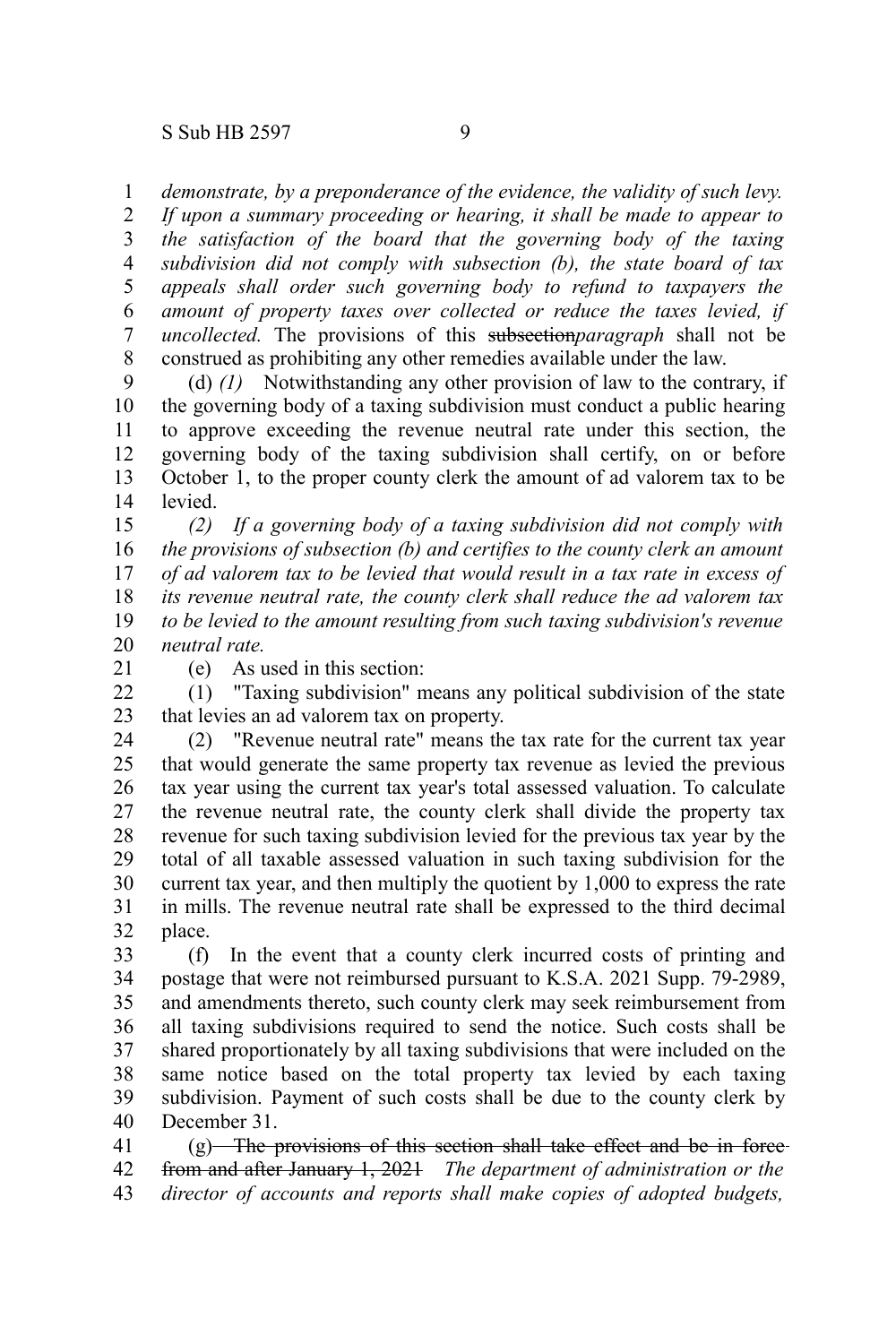*demonstrate, by a preponderance of the evidence, the validity of such levy. If upon a summary proceeding or hearing, it shall be made to appear to the satisfaction of the board that the governing body of the taxing subdivision did not comply with subsection (b), the state board of tax appeals shall order such governing body to refund to taxpayers the amount of property taxes over collected or reduce the taxes levied, if uncollected.* The provisions of this ~~subsection~~*paragraph* shall not be construed as prohibiting any other remedies available under the law.

(d) *(1)* Notwithstanding any other provision of law to the contrary, if the governing body of a taxing subdivision must conduct a public hearing to approve exceeding the revenue neutral rate under this section, the governing body of the taxing subdivision shall certify, on or before October 1, to the proper county clerk the amount of ad valorem tax to be levied.

*(2) If a governing body of a taxing subdivision did not comply with the provisions of subsection (b) and certifies to the county clerk an amount of ad valorem tax to be levied that would result in a tax rate in excess of its revenue neutral rate, the county clerk shall reduce the ad valorem tax to be levied to the amount resulting from such taxing subdivision's revenue neutral rate.*

(e) As used in this section:

(1) "Taxing subdivision" means any political subdivision of the state that levies an ad valorem tax on property.

(2) "Revenue neutral rate" means the tax rate for the current tax year that would generate the same property tax revenue as levied the previous tax year using the current tax year's total assessed valuation. To calculate the revenue neutral rate, the county clerk shall divide the property tax revenue for such taxing subdivision levied for the previous tax year by the total of all taxable assessed valuation in such taxing subdivision for the current tax year, and then multiply the quotient by 1,000 to express the rate in mills. The revenue neutral rate shall be expressed to the third decimal place.

(f) In the event that a county clerk incurred costs of printing and postage that were not reimbursed pursuant to K.S.A. 2021 Supp. 79-2989, and amendments thereto, such county clerk may seek reimbursement from all taxing subdivisions required to send the notice. Such costs shall be shared proportionately by all taxing subdivisions that were included on the same notice based on the total property tax levied by each taxing subdivision. Payment of such costs shall be due to the county clerk by December 31.

(g) ~~The provisions of this section shall take effect and be in force from and after January 1, 2021~~ *The department of administration or the director of accounts and reports shall make copies of adopted budgets,*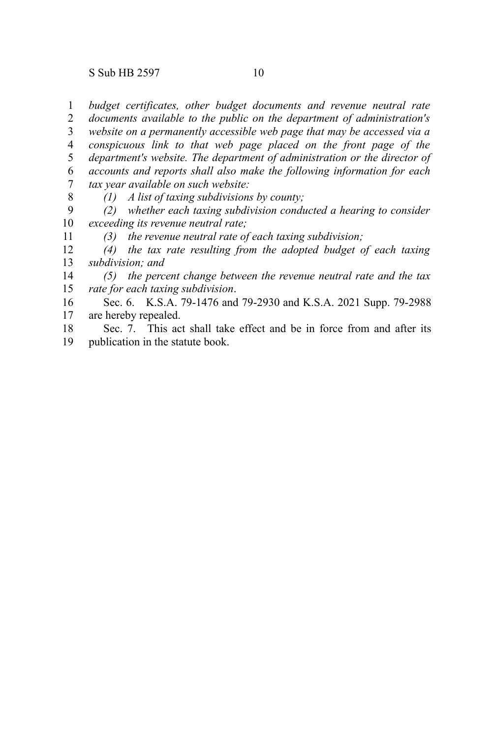*budget certificates, other budget documents and revenue neutral rate documents available to the public on the department of administration's website on a permanently accessible web page that may be accessed via a conspicuous link to that web page placed on the front page of the department's website. The department of administration or the director of accounts and reports shall also make the following information for each tax year available on such website:*

*(1) A list of taxing subdivisions by county;*

*(2) whether each taxing subdivision conducted a hearing to consider exceeding its revenue neutral rate;*

*(3) the revenue neutral rate of each taxing subdivision;*

*(4) the tax rate resulting from the adopted budget of each taxing subdivision; and*

*(5) the percent change between the revenue neutral rate and the tax rate for each taxing subdivision*.

Sec. 6. K.S.A. 79-1476 and 79-2930 and K.S.A. 2021 Supp. 79-2988 are hereby repealed.

Sec. 7. This act shall take effect and be in force from and after its publication in the statute book.